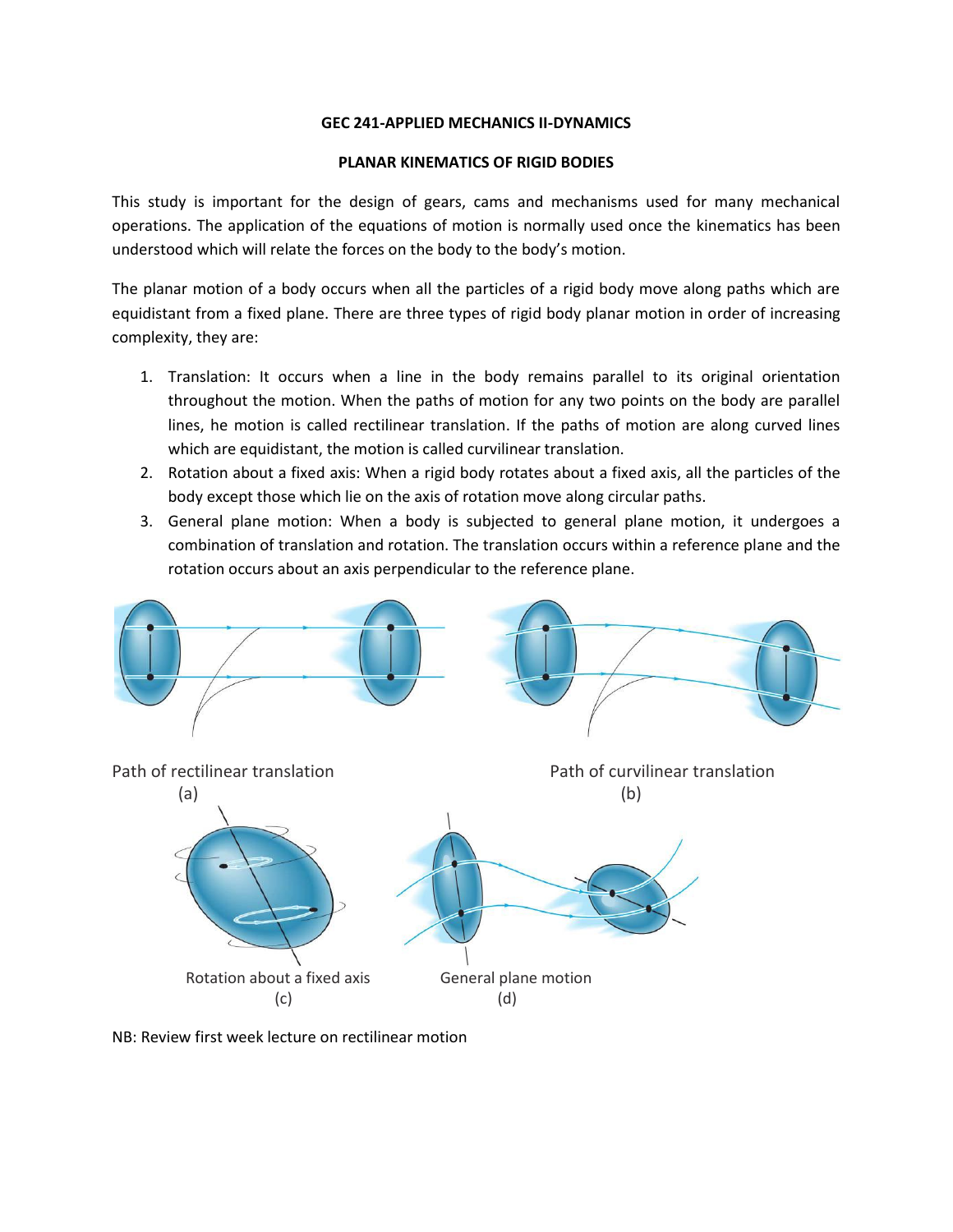**GEC 241-APPLIED MECHANICS II-DYNAMICS**

**PLANAR KINEMATICS OF RIGID BODIES**

This study is important for the design of gears, cams and mechanisms used for many mechanical operations. The application of the equations of motion is normally used once the kinematics has been understood which will relate the forces on the body to the body's motion.

The planar motion of a body occurs when all the particles of a rigid body move along paths which are equidistant from a fixed plane. There are three types of rigid body planar motion in order of increasing complexity, they are:

1. Translation: It occurs when a line in the body remains parallel to its original orientation throughout the motion. When the paths of motion for any two points on the body are parallel lines, he motion is called rectilinear translation. If the paths of motion are along curved lines which are equidistant, the motion is called curvilinear translation.
2. Rotation about a fixed axis: When a rigid body rotates about a fixed axis, all the particles of the body except those which lie on the axis of rotation move along circular paths.
3. General plane motion: When a body is subjected to general plane motion, it undergoes a combination of translation and rotation. The translation occurs within a reference plane and the rotation occurs about an axis perpendicular to the reference plane.

Path of rectilinear translation
(a)

Path of curvilinear translation
(b)

Rotation about a fixed axis
(c)

General plane motion
(d)

NB: Review first week lecture on rectilinear motion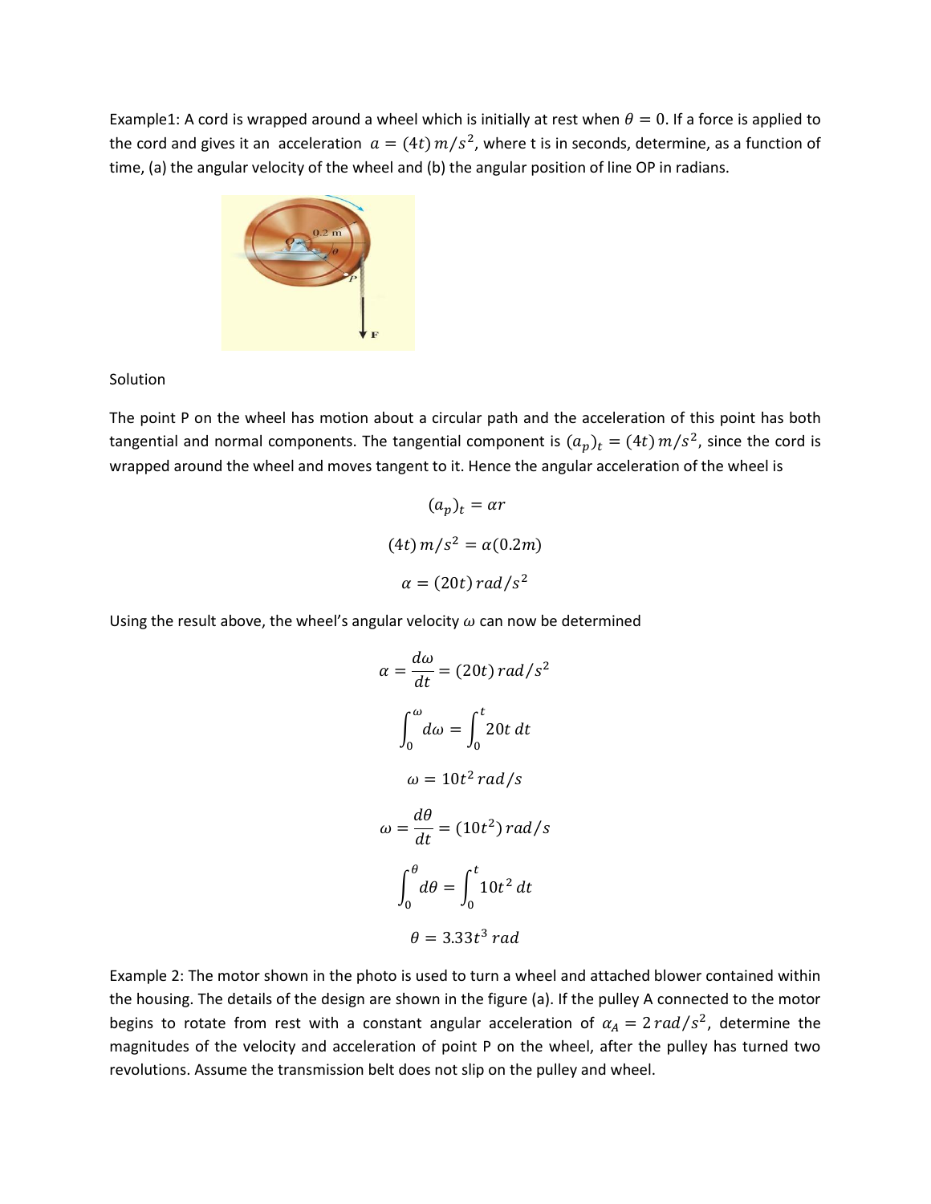Example1: A cord is wrapped around a wheel which is initially at rest when $\theta = 0$. If a force is applied to the cord and gives it an acceleration $a = (4t)\,m/s^2$, where t is in seconds, determine, as a function of time, (a) the angular velocity of the wheel and (b) the angular position of line OP in radians.

Solution

The point P on the wheel has motion about a circular path and the acceleration of this point has both tangential and normal components. The tangential component is $(a_p)_t = (4t)\,m/s^2$, since the cord is wrapped around the wheel and moves tangent to it. Hence the angular acceleration of the wheel is

$$(a_p)_t = \alpha r$$

$$(4t)\,m/s^2 = \alpha(0.2m)$$

$$\alpha = (20t)\,rad/s^2$$

Using the result above, the wheel's angular velocity $\omega$ can now be determined

$$\alpha = \frac{d\omega}{dt} = (20t)\,rad/s^2$$

$$\int_0^\omega d\omega = \int_0^t 20t\,dt$$

$$\omega = 10t^2\,rad/s$$

$$\omega = \frac{d\theta}{dt} = (10t^2)\,rad/s$$

$$\int_0^\theta d\theta = \int_0^t 10t^2\,dt$$

$$\theta = 3.33t^3\,rad$$

Example 2: The motor shown in the photo is used to turn a wheel and attached blower contained within the housing. The details of the design are shown in the figure (a). If the pulley A connected to the motor begins to rotate from rest with a constant angular acceleration of $\alpha_A = 2\,rad/s^2$, determine the magnitudes of the velocity and acceleration of point P on the wheel, after the pulley has turned two revolutions. Assume the transmission belt does not slip on the pulley and wheel.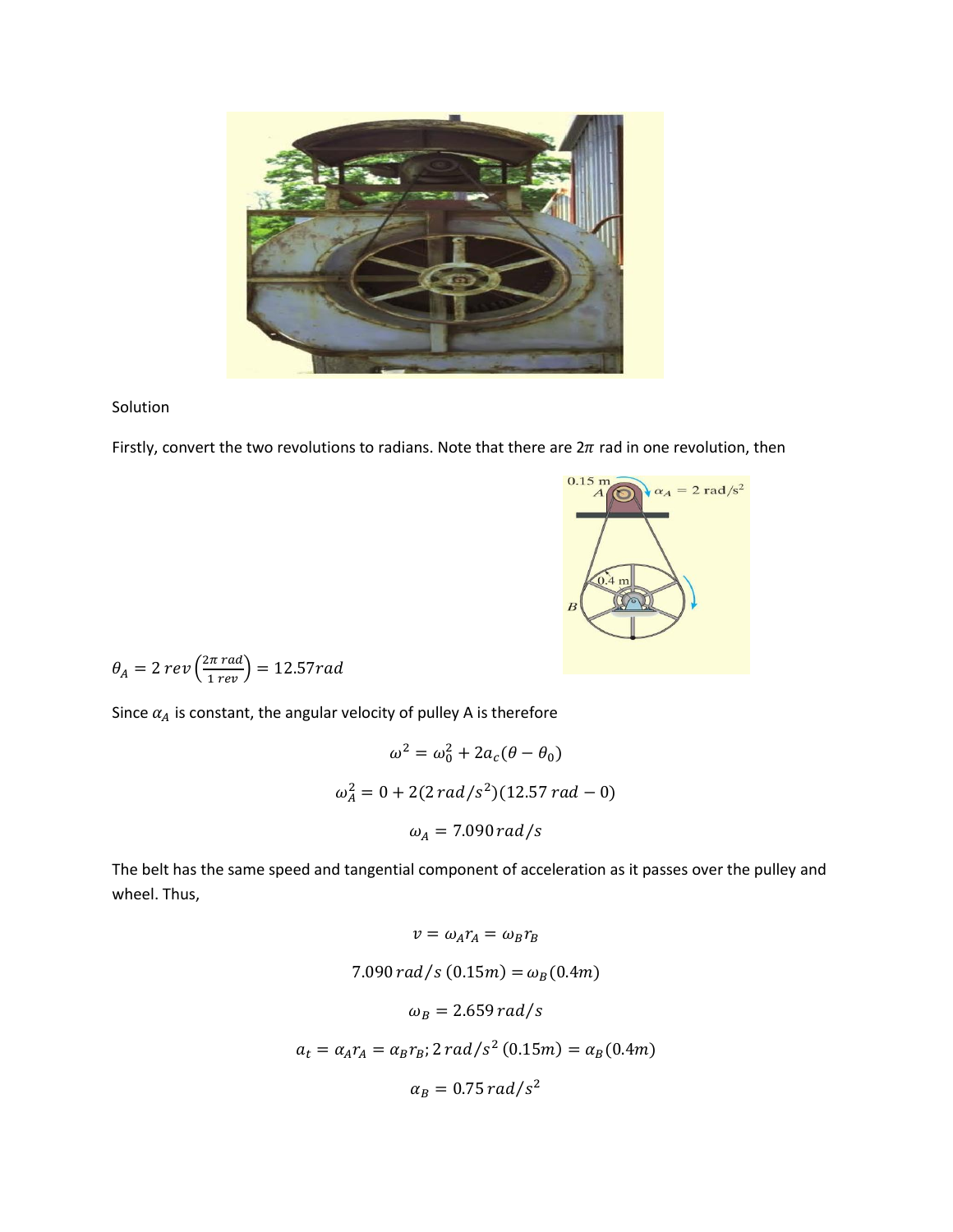Solution

Firstly, convert the two revolutions to radians. Note that there are $2\pi$ rad in one revolution, then

$$\theta_A = 2\,rev\left(\frac{2\pi\,rad}{1\,rev}\right) = 12.57rad$$

Since $\alpha_A$ is constant, the angular velocity of pulley A is therefore

$$\omega^2 = \omega_0^2 + 2a_c(\theta - \theta_0)$$

$$\omega_A^2 = 0 + 2(2\,rad/s^2)(12.57\,rad - 0)$$

$$\omega_A = 7.090\,rad/s$$

The belt has the same speed and tangential component of acceleration as it passes over the pulley and wheel. Thus,

$$v = \omega_A r_A = \omega_B r_B$$

$$7.090\,rad/s\,(0.15m) = \omega_B(0.4m)$$

$$\omega_B = 2.659\,rad/s$$

$$a_t = \alpha_A r_A = \alpha_B r_B;\, 2\,rad/s^2\,(0.15m) = \alpha_B(0.4m)$$

$$\alpha_B = 0.75\,rad/s^2$$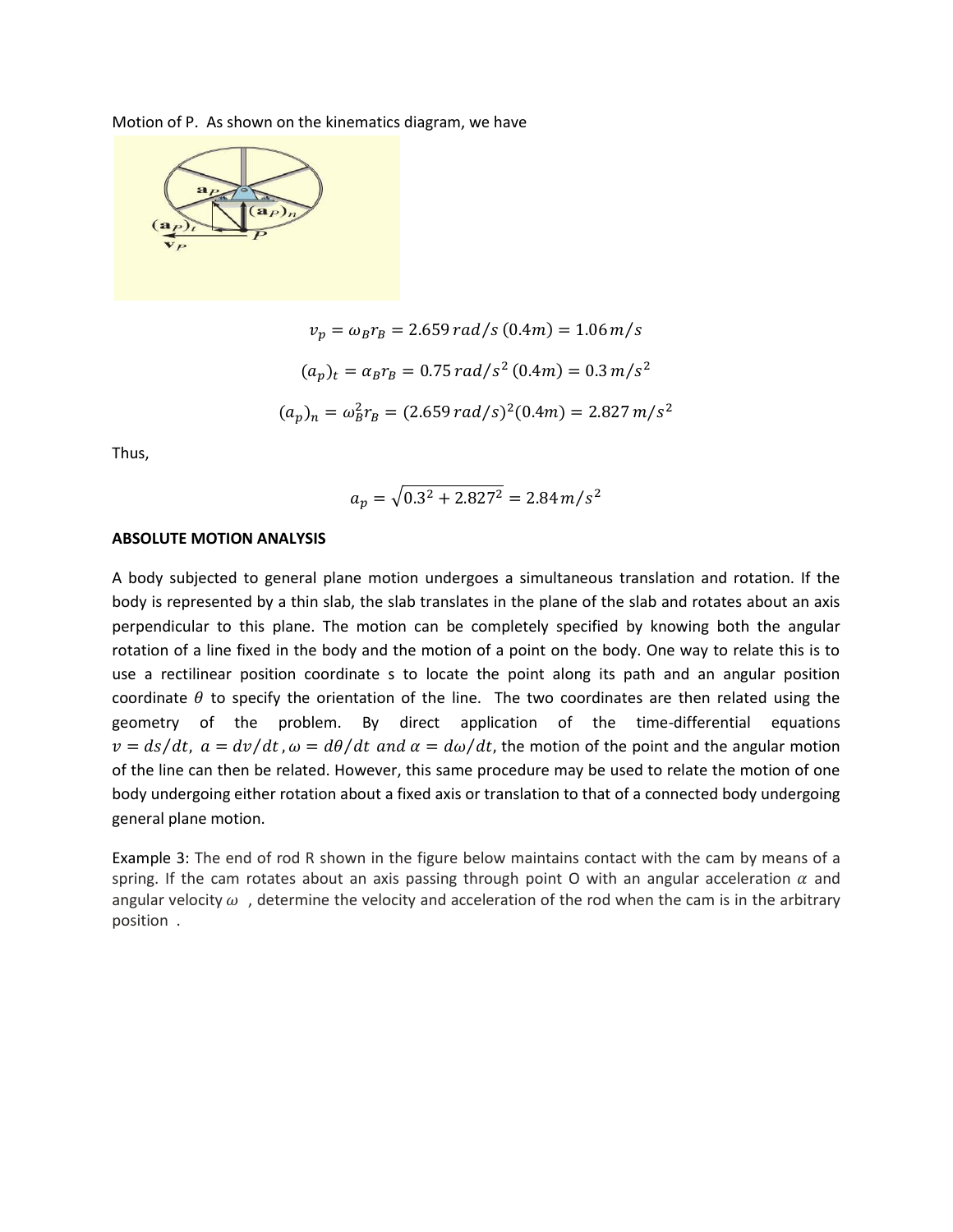Motion of P. As shown on the kinematics diagram, we have

$$v_p = \omega_B r_B = 2.659\, rad/s\, (0.4m) = 1.06\, m/s$$

$$(a_p)_t = \alpha_B r_B = 0.75\, rad/s^2\, (0.4m) = 0.3\, m/s^2$$

$$(a_p)_n = \omega_B^2 r_B = (2.659\, rad/s)^2 (0.4m) = 2.827\, m/s^2$$

Thus,

$$a_p = \sqrt{0.3^2 + 2.827^2} = 2.84\, m/s^2$$

**ABSOLUTE MOTION ANALYSIS**

A body subjected to general plane motion undergoes a simultaneous translation and rotation. If the body is represented by a thin slab, the slab translates in the plane of the slab and rotates about an axis perpendicular to this plane. The motion can be completely specified by knowing both the angular rotation of a line fixed in the body and the motion of a point on the body. One way to relate this is to use a rectilinear position coordinate s to locate the point along its path and an angular position coordinate $\theta$ to specify the orientation of the line. The two coordinates are then related using the geometry of the problem. By direct application of the time-differential equations $v = ds/dt,\ a = dv/dt,\ \omega = d\theta/dt\ and\ \alpha = d\omega/dt$, the motion of the point and the angular motion of the line can then be related. However, this same procedure may be used to relate the motion of one body undergoing either rotation about a fixed axis or translation to that of a connected body undergoing general plane motion.

Example 3: The end of rod R shown in the figure below maintains contact with the cam by means of a spring. If the cam rotates about an axis passing through point O with an angular acceleration $\alpha$ and angular velocity $\omega$ , determine the velocity and acceleration of the rod when the cam is in the arbitrary position .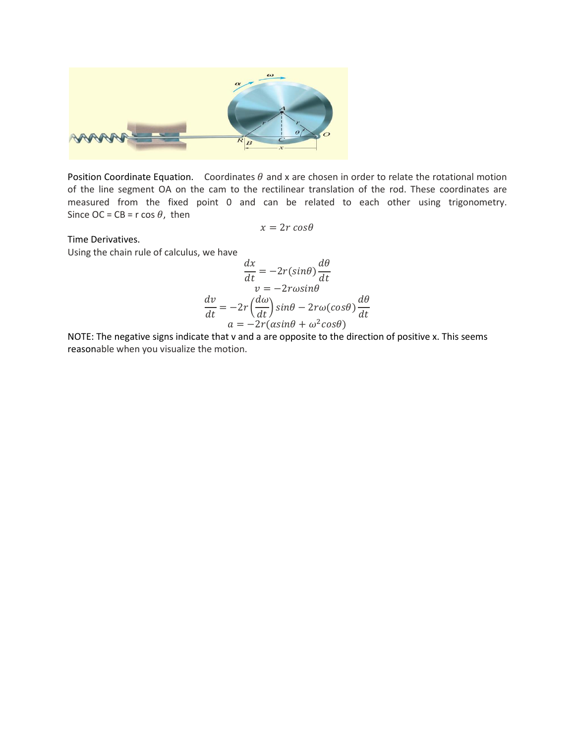Position Coordinate Equation. Coordinates $\theta$ and x are chosen in order to relate the rotational motion of the line segment OA on the cam to the rectilinear translation of the rod. These coordinates are measured from the fixed point 0 and can be related to each other using trigonometry. Since OC = CB = r cos $\theta$, then

$$x = 2r\cos\theta$$

Time Derivatives.

Using the chain rule of calculus, we have

$$\frac{dx}{dt} = -2r(\sin\theta)\frac{d\theta}{dt}$$

$$v = -2r\omega\sin\theta$$

$$\frac{dv}{dt} = -2r\left(\frac{d\omega}{dt}\right)\sin\theta - 2r\omega(\cos\theta)\frac{d\theta}{dt}$$

$$a = -2r(\alpha\sin\theta + \omega^2\cos\theta)$$

NOTE: The negative signs indicate that v and a are opposite to the direction of positive x. This seems reasonable when you visualize the motion.